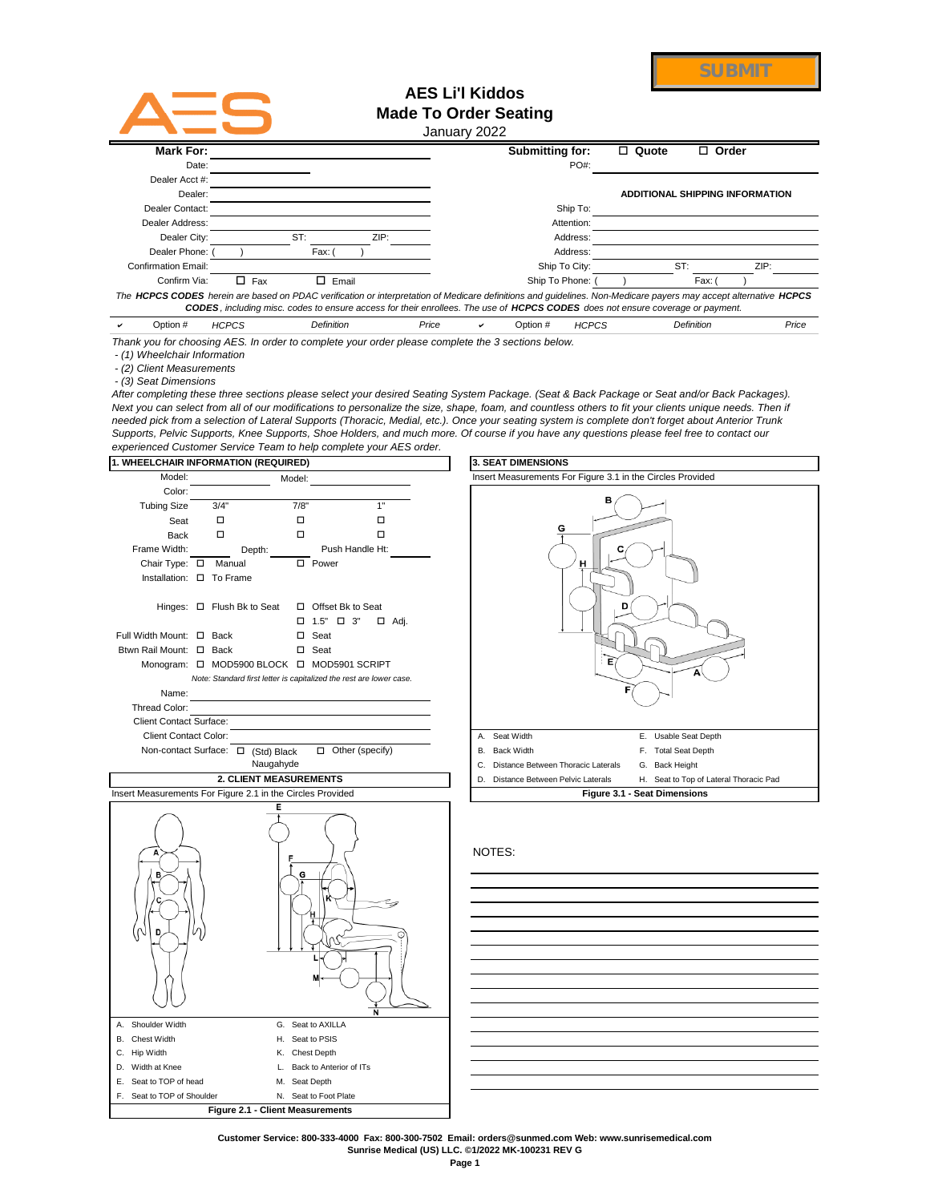SUBMIT

AES

# AES Li'l Kiddos
## Made To Order Seating
January 2022

| | | | |
|---|---|---|---|
| **Mark For:** | | **Submitting for:** | ☐ Quote ☐ Order |
| Date: | | PO#: | |
| Dealer Acct #: | | | |
| Dealer: | | | **ADDITIONAL SHIPPING INFORMATION** |
| Dealer Contact: | | Ship To: | |
| Dealer Address: | | Attention: | |
| Dealer City: | ST: ZIP: | Address: | |
| Dealer Phone: | ( ) Fax: ( ) | Address: | |
| Confirmation Email: | | Ship To City: | ST: ZIP: |
| Confirm Via: | ☐ Fax ☐ Email | Ship To Phone: | ( ) Fax: ( ) |

*The **HCPCS CODES** herein are based on PDAC verification or interpretation of Medicare definitions and guidelines. Non-Medicare payers may accept alternative **HCPCS CODES**, including misc. codes to ensure access for their enrollees. The use of **HCPCS CODES** does not ensure coverage or payment.*

| ✔ | Option # | HCPCS | Definition | Price | ✔ | Option # | HCPCS | Definition | Price |
|---|---|---|---|---|---|---|---|---|---|

*Thank you for choosing AES. In order to complete your order please complete the 3 sections below.*
*- (1) Wheelchair Information*
*- (2) Client Measurements*
*- (3) Seat Dimensions*
*After completing these three sections please select your desired Seating System Package. (Seat & Back Package or Seat and/or Back Packages). Next you can select from all of our modifications to personalize the size, shape, foam, and countless others to fit your clients unique needs. Then if needed pick from a selection of Lateral Supports (Thoracic, Medial, etc.). Once your seating system is complete don't forget about Anterior Trunk Supports, Pelvic Supports, Knee Supports, Shoe Holders, and much more. Of course if you have any questions please feel free to contact our experienced Customer Service Team to help complete your AES order.*

### 1. WHEELCHAIR INFORMATION (REQUIRED)

Model: Model:
Color:

| Tubing Size | 3/4" | 7/8" | 1" |
|---|---|---|---|
| Seat | ☐ | ☐ | ☐ |
| Back | ☐ | ☐ | ☐ |

Frame Width: Depth: Push Handle Ht:
Chair Type: ☐ Manual ☐ Power
Installation: ☐ To Frame

Hinges: ☐ Flush Bk to Seat ☐ Offset Bk to Seat
☐ 1.5" ☐ 3" ☐ Adj.
Full Width Mount: ☐ Back ☐ Seat
Btwn Rail Mount: ☐ Back ☐ Seat
Monogram: ☐ MOD5900 BLOCK ☐ MOD5901 SCRIPT
*Note: Standard first letter is capitalized the rest are lower case.*
Name:
Thread Color:
Client Contact Surface:
Client Contact Color:
Non-contact Surface: ☐ (Std) Black Naugahyde ☐ Other (specify)

### 2. CLIENT MEASUREMENTS

Insert Measurements For Figure 2.1 in the Circles Provided

A B C D E F G H K L M N

| | |
|---|---|
| A. Shoulder Width | G. Seat to AXILLA |
| B. Chest Width | H. Seat to PSIS |
| C. Hip Width | K. Chest Depth |
| D. Width at Knee | L. Back to Anterior of ITs |
| E. Seat to TOP of head | M. Seat Depth |
| F. Seat to TOP of Shoulder | N. Seat to Foot Plate |

**Figure 2.1 - Client Measurements**

### 3. SEAT DIMENSIONS

Insert Measurements For Figure 3.1 in the Circles Provided

B G C H D E A F

| | |
|---|---|
| A. Seat Width | E. Usable Seat Depth |
| B. Back Width | F. Total Seat Depth |
| C. Distance Between Thoracic Laterals | G. Back Height |
| D. Distance Between Pelvic Laterals | H. Seat to Top of Lateral Thoracic Pad |

**Figure 3.1 - Seat Dimensions**

NOTES:

**Customer Service: 800-333-4000 Fax: 800-300-7502 Email: orders@sunmed.com Web: www.sunrisemedical.com**
**Sunrise Medical (US) LLC. ©1/2022 MK-100231 REV G**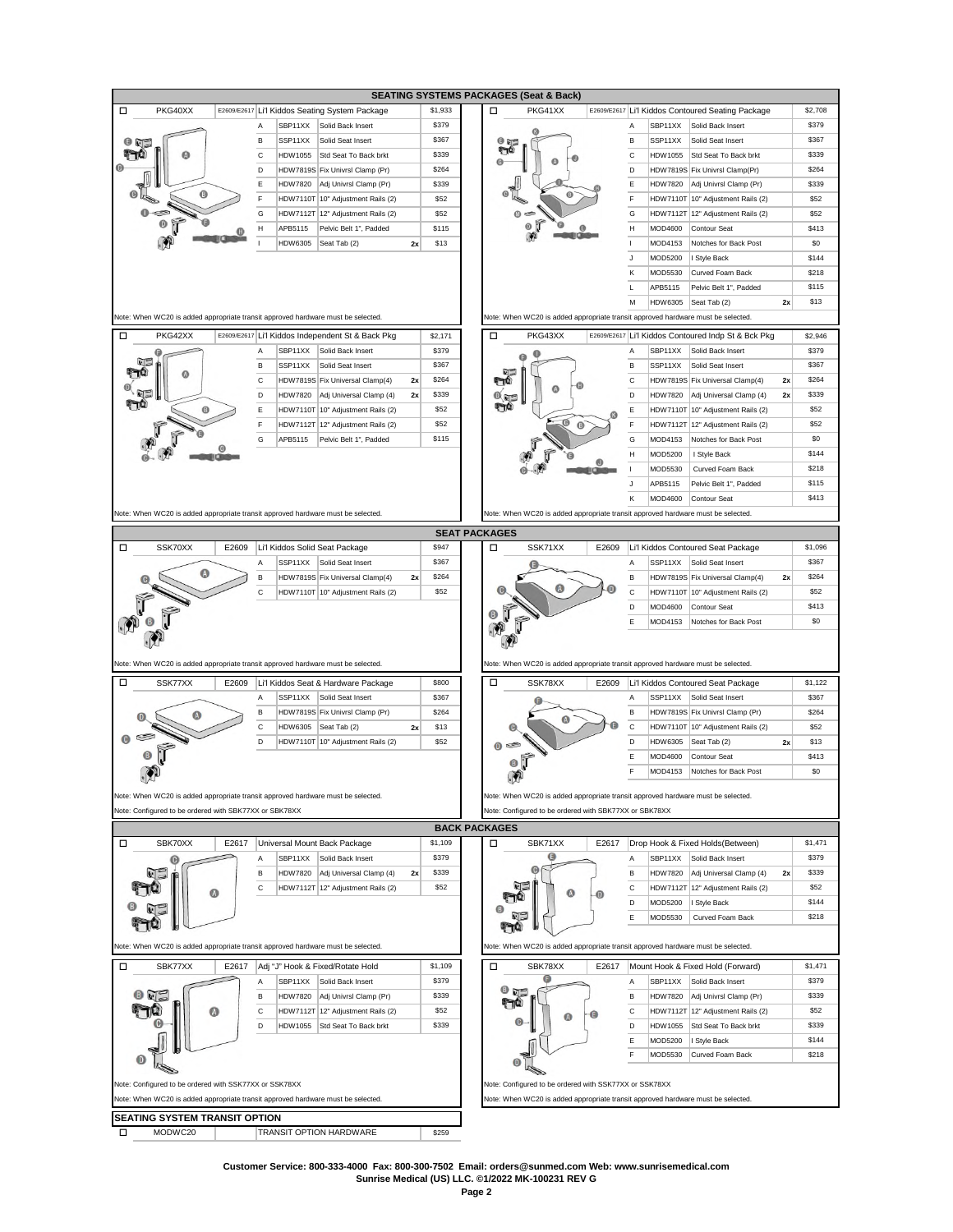# SEATING SYSTEMS PACKAGES (Seat & Back)

| ☐ | PKG40XX | E2609/E2617 | Li'l Kiddos Seating System Package | | $1,933 |
|---|---|---|---|---|---|
| A | SBP11XX | Solid Back Insert | | | $379 |
| B | SSP11XX | Solid Seat Insert | | | $367 |
| C | HDW1055 | Std Seat To Back brkt | | | $339 |
| D | HDW7819S | Fix Univrsl Clamp (Pr) | | | $264 |
| E | HDW7820 | Adj Univrsl Clamp (Pr) | | | $339 |
| F | HDW7110T | 10" Adjustment Rails (2) | | | $52 |
| G | HDW7112T | 12" Adjustment Rails (2) | | | $52 |
| H | APB5115 | Pelvic Belt 1", Padded | | | $115 |
| I | HDW6305 | Seat Tab (2) | 2x | | $13 |

Note: When WC20 is added appropriate transit approved hardware must be selected.

| ☐ | PKG41XX | E2609/E2617 | Li'l Kiddos Contoured Seating Package | | $2,708 |
|---|---|---|---|---|---|
| A | SBP11XX | Solid Back Insert | | | $379 |
| B | SSP11XX | Solid Seat Insert | | | $367 |
| C | HDW1055 | Std Seat To Back brkt | | | $339 |
| D | HDW7819S | Fix Univrsl Clamp(Pr) | | | $264 |
| E | HDW7820 | Adj Univrsl Clamp (Pr) | | | $339 |
| F | HDW7110T | 10" Adjustment Rails (2) | | | $52 |
| G | HDW7112T | 12" Adjustment Rails (2) | | | $52 |
| H | MOD4600 | Contour Seat | | | $413 |
| I | MOD4153 | Notches for Back Post | | | $0 |
| J | MOD5200 | I Style Back | | | $144 |
| K | MOD5530 | Curved Foam Back | | | $218 |
| L | APB5115 | Pelvic Belt 1", Padded | | | $115 |
| M | HDW6305 | Seat Tab (2) | 2x | | $13 |

Note: When WC20 is added appropriate transit approved hardware must be selected.

| ☐ | PKG42XX | E2609/E2617 | Li'l Kiddos Independent St & Back Pkg | | $2,171 |
|---|---|---|---|---|---|
| A | SBP11XX | Solid Back Insert | | | $379 |
| B | SSP11XX | Solid Seat Insert | | | $367 |
| C | HDW7819S | Fix Universal Clamp(4) | 2x | | $264 |
| D | HDW7820 | Adj Universal Clamp (4) | 2x | | $339 |
| E | HDW7110T | 10" Adjustment Rails (2) | | | $52 |
| F | HDW7112T | 12" Adjustment Rails (2) | | | $52 |
| G | APB5115 | Pelvic Belt 1", Padded | | | $115 |

Note: When WC20 is added appropriate transit approved hardware must be selected.

| ☐ | PKG43XX | E2609/E2617 | Li'l Kiddos Contoured Indp St & Bck Pkg | | $2,946 |
|---|---|---|---|---|---|
| A | SBP11XX | Solid Back Insert | | | $379 |
| B | SSP11XX | Solid Seat Insert | | | $367 |
| C | HDW7819S | Fix Universal Clamp(4) | 2x | | $264 |
| D | HDW7820 | Adj Universal Clamp (4) | 2x | | $339 |
| E | HDW7110T | 10" Adjustment Rails (2) | | | $52 |
| F | HDW7112T | 12" Adjustment Rails (2) | | | $52 |
| G | MOD4153 | Notches for Back Post | | | $0 |
| H | MOD5200 | I Style Back | | | $144 |
| I | MOD5530 | Curved Foam Back | | | $218 |
| J | APB5115 | Pelvic Belt 1", Padded | | | $115 |
| K | MOD4600 | Contour Seat | | | $413 |

Note: When WC20 is added appropriate transit approved hardware must be selected.

# SEAT PACKAGES

| ☐ | SSK70XX | E2609 | Li'l Kiddos Solid Seat Package | | $947 |
|---|---|---|---|---|---|
| A | SSP11XX | Solid Seat Insert | | | $367 |
| B | HDW7819S | Fix Universal Clamp(4) | 2x | | $264 |
| C | HDW7110T | 10" Adjustment Rails (2) | | | $52 |

Note: When WC20 is added appropriate transit approved hardware must be selected.

| ☐ | SSK71XX | E2609 | Li'l Kiddos Contoured Seat Package | | $1,096 |
|---|---|---|---|---|---|
| A | SSP11XX | Solid Seat Insert | | | $367 |
| B | HDW7819S | Fix Universal Clamp(4) | 2x | | $264 |
| C | HDW7110T | 10" Adjustment Rails (2) | | | $52 |
| D | MOD4600 | Contour Seat | | | $413 |
| E | MOD4153 | Notches for Back Post | | | $0 |

Note: When WC20 is added appropriate transit approved hardware must be selected.

| ☐ | SSK77XX | E2609 | Li'l Kiddos Seat & Hardware Package | | $800 |
|---|---|---|---|---|---|
| A | SSP11XX | Solid Seat Insert | | | $367 |
| B | HDW7819S | Fix Univrsl Clamp (Pr) | | | $264 |
| C | HDW6305 | Seat Tab (2) | 2x | | $13 |
| D | HDW7110T | 10" Adjustment Rails (2) | | | $52 |

Note: When WC20 is added appropriate transit approved hardware must be selected.

Note: Configured to be ordered with SBK77XX or SBK78XX

| ☐ | SSK78XX | E2609 | Li'l Kiddos Contoured Seat Package | | $1,122 |
|---|---|---|---|---|---|
| A | SSP11XX | Solid Seat Insert | | | $367 |
| B | HDW7819S | Fix Univrsl Clamp (Pr) | | | $264 |
| C | HDW7110T | 10" Adjustment Rails (2) | | | $52 |
| D | HDW6305 | Seat Tab (2) | 2x | | $13 |
| E | MOD4600 | Contour Seat | | | $413 |
| F | MOD4153 | Notches for Back Post | | | $0 |

Note: When WC20 is added appropriate transit approved hardware must be selected.

Note: Configured to be ordered with SBK77XX or SBK78XX

# BACK PACKAGES

| ☐ | SBK70XX | E2617 | Universal Mount Back Package | | $1,109 |
|---|---|---|---|---|---|
| A | SBP11XX | Solid Back Insert | | | $379 |
| B | HDW7820 | Adj Universal Clamp (4) | 2x | | $339 |
| C | HDW7112T | 12" Adjustment Rails (2) | | | $52 |

Note: When WC20 is added appropriate transit approved hardware must be selected.

| ☐ | SBK71XX | E2617 | Drop Hook & Fixed Holds(Between) | | $1,471 |
|---|---|---|---|---|---|
| A | SBP11XX | Solid Back Insert | | | $379 |
| B | HDW7820 | Adj Universal Clamp (4) | 2x | | $339 |
| C | HDW7112T | 12" Adjustment Rails (2) | | | $52 |
| D | MOD5200 | I Style Back | | | $144 |
| E | MOD5530 | Curved Foam Back | | | $218 |

Note: When WC20 is added appropriate transit approved hardware must be selected.

| ☐ | SBK77XX | E2617 | Adj "J" Hook & Fixed/Rotate Hold | | $1,109 |
|---|---|---|---|---|---|
| A | SBP11XX | Solid Back Insert | | | $379 |
| B | HDW7820 | Adj Univrsl Clamp (Pr) | | | $339 |
| C | HDW7112T | 12" Adjustment Rails (2) | | | $52 |
| D | HDW1055 | Std Seat To Back brkt | | | $339 |

Note: Configured to be ordered with SSK77XX or SSK78XX

Note: When WC20 is added appropriate transit approved hardware must be selected.

| ☐ | SBK78XX | E2617 | Mount Hook & Fixed Hold (Forward) | | $1,471 |
|---|---|---|---|---|---|
| A | SBP11XX | Solid Back Insert | | | $379 |
| B | HDW7820 | Adj Univrsl Clamp (Pr) | | | $339 |
| C | HDW7112T | 12" Adjustment Rails (2) | | | $52 |
| D | HDW1055 | Std Seat To Back brkt | | | $339 |
| E | MOD5200 | I Style Back | | | $144 |
| F | MOD5530 | Curved Foam Back | | | $218 |

Note: Configured to be ordered with SSK77XX or SSK78XX

Note: When WC20 is added appropriate transit approved hardware must be selected.

# SEATING SYSTEM TRANSIT OPTION

| ☐ | MODWC20 | | TRANSIT OPTION HARDWARE | $259 |
|---|---|---|---|---|

**Customer Service: 800-333-4000 Fax: 800-300-7502 Email: orders@sunmed.com Web: www.sunrisemedical.com**
**Sunrise Medical (US) LLC. ©1/2022 MK-100231 REV G**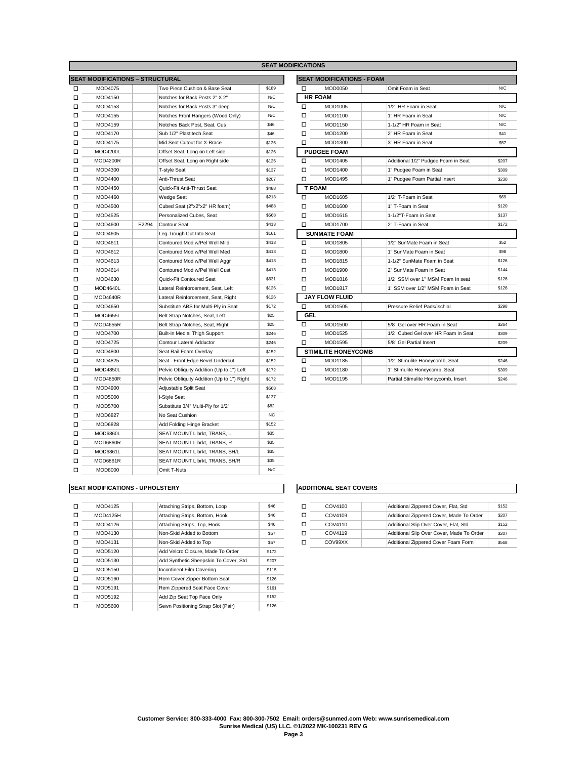# SEAT MODIFICATIONS

## SEAT MODIFICATIONS – STRUCTURAL

| | Code | HCPCS | Description | Price |
|---|---|---|---|---|
| ☐ | MOD4075 | | Two Piece Cushion & Base Seat | $189 |
| ☐ | MOD4150 | | Notches for Back Posts 2" X 2" | N/C |
| ☐ | MOD4153 | | Notches for Back Posts 3" deep | N/C |
| ☐ | MOD4155 | | Notches Front Hangers (Wood Only) | N/C |
| ☐ | MOD4159 | | Notches Back Post, Seat, Cus | $46 |
| ☐ | MOD4170 | | Sub 1/2" Plastitech Seat | $46 |
| ☐ | MOD4175 | | Mid Seat Cutout for X-Brace | $126 |
| ☐ | MOD4200L | | Offset Seat, Long on Left side | $126 |
| ☐ | MOD4200R | | Offset Seat, Long on Right side | $126 |
| ☐ | MOD4300 | | T-style Seat | $137 |
| ☐ | MOD4400 | | Anti-Thrust Seat | $207 |
| ☐ | MOD4450 | | Quick-Fit Anti-Thrust Seat | $488 |
| ☐ | MOD4460 | | Wedge Seat | $213 |
| ☐ | MOD4500 | | Cubed Seat (2"x2"x2" HR foam) | $488 |
| ☐ | MOD4525 | | Personalized Cubes, Seat | $568 |
| ☐ | MOD4600 | E2294 | Contour Seat | $413 |
| ☐ | MOD4605 | | Leg Trough Cut Into Seat | $161 |
| ☐ | MOD4611 | | Contoured Mod w/Pel Well Mild | $413 |
| ☐ | MOD4612 | | Contoured Mod w/Pel Well Med | $413 |
| ☐ | MOD4613 | | Contoured Mod w/Pel Well Aggr | $413 |
| ☐ | MOD4614 | | Contoured Mod w/Pel Well Cust | $413 |
| ☐ | MOD4630 | | Quick-Fit Contoured Seat | $631 |
| ☐ | MOD4640L | | Lateral Reinforcement, Seat, Left | $126 |
| ☐ | MOD4640R | | Lateral Reinforcement, Seat, Right | $126 |
| ☐ | MOD4650 | | Substitute ABS for Multi-Ply in Seat | $172 |
| ☐ | MOD4655L | | Belt Strap Notches, Seat, Left | $25 |
| ☐ | MOD4655R | | Belt Strap Notches, Seat, Right | $25 |
| ☐ | MOD4700 | | Built-in Medial Thigh Support | $246 |
| ☐ | MOD4725 | | Contour Lateral Adductor | $246 |
| ☐ | MOD4800 | | Seat Rail Foam Overlay | $152 |
| ☐ | MOD4825 | | Seat - Front Edge Bevel Undercut | $152 |
| ☐ | MOD4850L | | Pelvic Obliquity Addition (Up to 1") Left | $172 |
| ☐ | MOD4850R | | Pelvic Obliquity Addition (Up to 1") Right | $172 |
| ☐ | MOD4900 | | Adjustable Split Seat | $568 |
| ☐ | MOD5000 | | I-Style Seat | $137 |
| ☐ | MOD5700 | | Substitute 3/4" Multi-Ply for 1/2" | $82 |
| ☐ | MOD6827 | | No Seat Cushion | NC |
| ☐ | MOD6828 | | Add Folding Hinge Bracket | $152 |
| ☐ | MOD6860L | | SEAT MOUNT L brkt, TRANS, L | $35 |
| ☐ | MOD6860R | | SEAT MOUNT L brkt, TRANS, R | $35 |
| ☐ | MOD6861L | | SEAT MOUNT L brkt, TRANS, SH/L | $35 |
| ☐ | MOD6861R | | SEAT MOUNT L brkt, TRANS, SH/R | $35 |
| ☐ | MOD8000 | | Omit T-Nuts | N/C |

## SEAT MODIFICATIONS - FOAM

| | Code | HCPCS | Description | Price |
|---|---|---|---|---|
| ☐ | MOD0050 | | Omit Foam in Seat | N/C |
| **HR FOAM** | | | | |
| ☐ | MOD1005 | | 1/2" HR Foam in Seat | N/C |
| ☐ | MOD1100 | | 1" HR Foam in Seat | N/C |
| ☐ | MOD1150 | | 1-1/2" HR Foam in Seat | N/C |
| ☐ | MOD1200 | | 2" HR Foam in Seat | $41 |
| ☐ | MOD1300 | | 3" HR Foam in Seat | $57 |
| **PUDGEE FOAM** | | | | |
| ☐ | MOD1405 | | Additional 1/2" Pudgee Foam in Seat | $207 |
| ☐ | MOD1400 | | 1" Pudgee Foam in Seat | $309 |
| ☐ | MOD1495 | | 1" Pudgee Foam Partial Insert | $230 |
| **T FOAM** | | | | |
| ☐ | MOD1605 | | 1/2" T-Foam in Seat | $69 |
| ☐ | MOD1600 | | 1" T-Foam in Seat | $120 |
| ☐ | MOD1615 | | 1-1/2"T-Foam in Seat | $137 |
| ☐ | MOD1700 | | 2" T-Foam in Seat | $172 |
| **SUNMATE FOAM** | | | | |
| ☐ | MOD1805 | | 1/2" SunMate Foam in Seat | $52 |
| ☐ | MOD1800 | | 1" SunMate Foam in Seat | $98 |
| ☐ | MOD1815 | | 1-1/2" SunMate Foam in Seat | $126 |
| ☐ | MOD1900 | | 2" SunMate Foam in Seat | $144 |
| ☐ | MOD1816 | | 1/2" SSM over 1" MSM Foam In seat | $126 |
| ☐ | MOD1817 | | 1" SSM over 1/2" MSM Foam in Seat | $126 |
| **JAY FLOW FLUID** | | | | |
| ☐ | MOD1505 | | Pressure Relief Pads/Ischial | $298 |
| **GEL** | | | | |
| ☐ | MOD1500 | | 5/8" Gel over HR Foam in Seat | $264 |
| ☐ | MOD1525 | | 1/2" Cubed Gel over HR Foam in Seat | $309 |
| ☐ | MOD1595 | | 5/8" Gel Partial Insert | $209 |
| **STIMILITE HONEYCOMB** | | | | |
| ☐ | MOD1185 | | 1/2" Stimulite Honeycomb, Seat | $246 |
| ☐ | MOD1180 | | 1" Stimulite Honeycomb, Seat | $309 |
| ☐ | MOD1195 | | Partial Stimulite Honeycomb, Insert | $246 |

## SEAT MODIFICATIONS - UPHOLSTERY

| | Code | HCPCS | Description | Price |
|---|---|---|---|---|
| ☐ | MOD4125 | | Attaching Strips, Bottom, Loop | $46 |
| ☐ | MOD4125H | | Attaching Strips, Bottom, Hook | $46 |
| ☐ | MOD4126 | | Attaching Strips, Top, Hook | $46 |
| ☐ | MOD4130 | | Non-Skid Added to Bottom | $57 |
| ☐ | MOD4131 | | Non-Skid Added to Top | $57 |
| ☐ | MOD5120 | | Add Velcro Closure, Made To Order | $172 |
| ☐ | MOD5130 | | Add Synthetic Sheepskin To Cover, Std | $207 |
| ☐ | MOD5150 | | Incontinent Film Covering | $115 |
| ☐ | MOD5160 | | Rem Cover Zipper Bottom Seat | $126 |
| ☐ | MOD5191 | | Rem Zippered Seat Face Cover | $161 |
| ☐ | MOD5192 | | Add Zip Seat Top Face Only | $152 |
| ☐ | MOD5600 | | Sewn Positioning Strap Slot (Pair) | $126 |

## ADDITIONAL SEAT COVERS

| | Code | HCPCS | Description | Price |
|---|---|---|---|---|
| ☐ | COV4100 | | Additional Zippered Cover, Flat, Std | $152 |
| ☐ | COV4109 | | Additional Zippered Cover, Made To Order | $207 |
| ☐ | COV4110 | | Additional Slip Over Cover, Flat, Std | $152 |
| ☐ | COV4119 | | Additional Slip Over Cover, Made To Order | $207 |
| ☐ | COV99XX | | Additional Zippered Cover Foam Form | $568 |

**Customer Service: 800-333-4000 Fax: 800-300-7502 Email: orders@sunmed.com Web: www.sunrisemedical.com**
**Sunrise Medical (US) LLC. ©1/2022 MK-100231 REV G**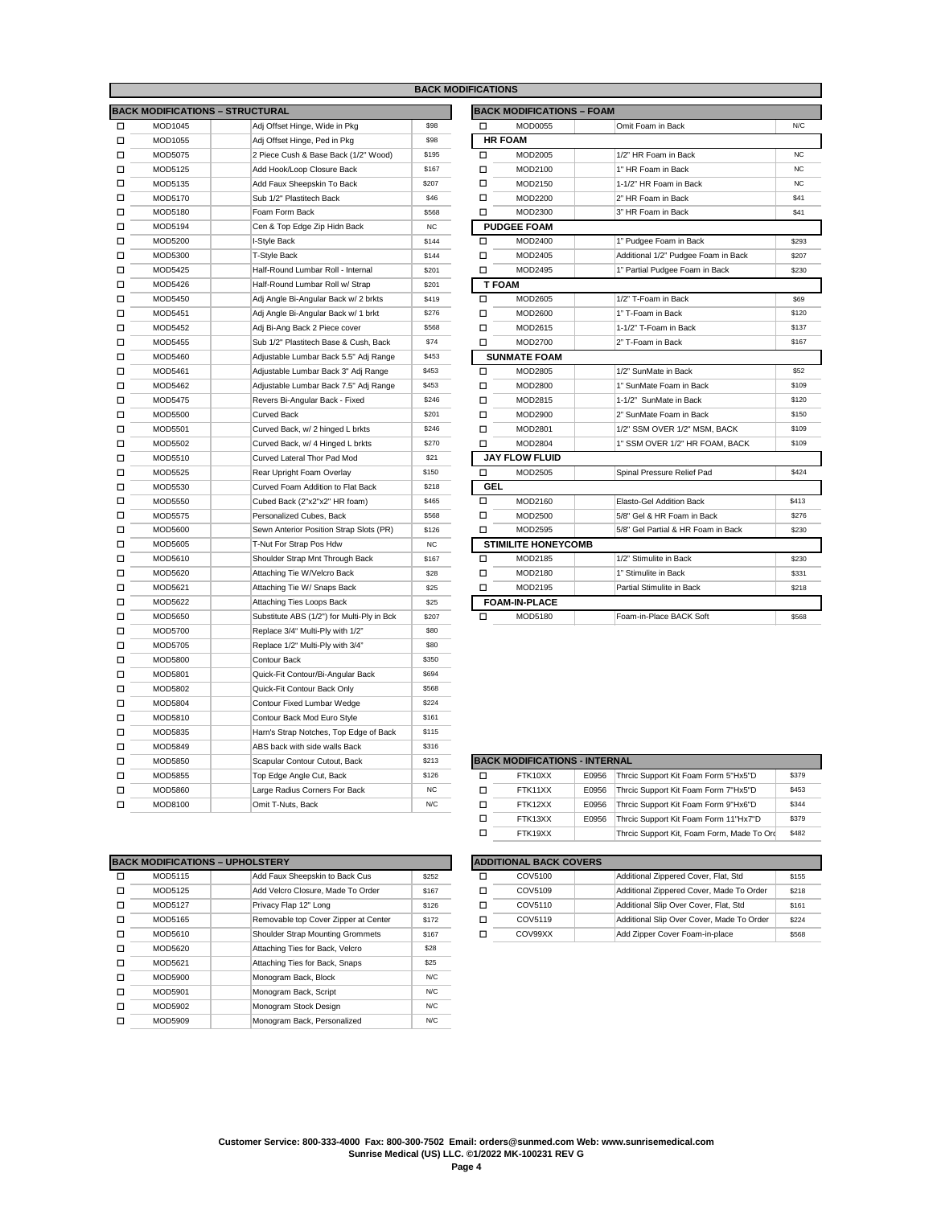# BACK MODIFICATIONS

## BACK MODIFICATIONS – STRUCTURAL

| | | | | |
|---|---|---|---|---|
| ☐ | MOD1045 | | Adj Offset Hinge, Wide in Pkg | $98 |
| ☐ | MOD1055 | | Adj Offset Hinge, Ped in Pkg | $98 |
| ☐ | MOD5075 | | 2 Piece Cush & Base Back (1/2" Wood) | $195 |
| ☐ | MOD5125 | | Add Hook/Loop Closure Back | $167 |
| ☐ | MOD5135 | | Add Faux Sheepskin To Back | $207 |
| ☐ | MOD5170 | | Sub 1/2" Plastitech Back | $46 |
| ☐ | MOD5180 | | Foam Form Back | $568 |
| ☐ | MOD5194 | | Cen & Top Edge Zip Hidn Back | NC |
| ☐ | MOD5200 | | I-Style Back | $144 |
| ☐ | MOD5300 | | T-Style Back | $144 |
| ☐ | MOD5425 | | Half-Round Lumbar Roll - Internal | $201 |
| ☐ | MOD5426 | | Half-Round Lumbar Roll w/ Strap | $201 |
| ☐ | MOD5450 | | Adj Angle Bi-Angular Back w/ 2 brkts | $419 |
| ☐ | MOD5451 | | Adj Angle Bi-Angular Back w/ 1 brkt | $276 |
| ☐ | MOD5452 | | Adj Bi-Ang Back 2 Piece cover | $568 |
| ☐ | MOD5455 | | Sub 1/2" Plastitech Base & Cush, Back | $74 |
| ☐ | MOD5460 | | Adjustable Lumbar Back 5.5" Adj Range | $453 |
| ☐ | MOD5461 | | Adjustable Lumbar Back 3" Adj Range | $453 |
| ☐ | MOD5462 | | Adjustable Lumbar Back 7.5" Adj Range | $453 |
| ☐ | MOD5475 | | Revers Bi-Angular Back - Fixed | $246 |
| ☐ | MOD5500 | | Curved Back | $201 |
| ☐ | MOD5501 | | Curved Back, w/ 2 hinged L brkts | $246 |
| ☐ | MOD5502 | | Curved Back, w/ 4 Hinged L brkts | $270 |
| ☐ | MOD5510 | | Curved Lateral Thor Pad Mod | $21 |
| ☐ | MOD5525 | | Rear Upright Foam Overlay | $150 |
| ☐ | MOD5530 | | Curved Foam Addition to Flat Back | $218 |
| ☐ | MOD5550 | | Cubed Back (2"x2"x2" HR foam) | $465 |
| ☐ | MOD5575 | | Personalized Cubes, Back | $568 |
| ☐ | MOD5600 | | Sewn Anterior Position Strap Slots (PR) | $126 |
| ☐ | MOD5605 | | T-Nut For Strap Pos Hdw | NC |
| ☐ | MOD5610 | | Shoulder Strap Mnt Through Back | $167 |
| ☐ | MOD5620 | | Attaching Tie W/Velcro Back | $28 |
| ☐ | MOD5621 | | Attaching Tie W/ Snaps Back | $25 |
| ☐ | MOD5622 | | Attaching Ties Loops Back | $25 |
| ☐ | MOD5650 | | Substitute ABS (1/2") for Multi-Ply in Bck | $207 |
| ☐ | MOD5700 | | Replace 3/4" Multi-Ply with 1/2" | $80 |
| ☐ | MOD5705 | | Replace 1/2" Multi-Ply with 3/4" | $80 |
| ☐ | MOD5800 | | Contour Back | $350 |
| ☐ | MOD5801 | | Quick-Fit Contour/Bi-Angular Back | $694 |
| ☐ | MOD5802 | | Quick-Fit Contour Back Only | $568 |
| ☐ | MOD5804 | | Contour Fixed Lumbar Wedge | $224 |
| ☐ | MOD5810 | | Contour Back Mod Euro Style | $161 |
| ☐ | MOD5835 | | Harn's Strap Notches, Top Edge of Back | $115 |
| ☐ | MOD5849 | | ABS back with side walls Back | $316 |
| ☐ | MOD5850 | | Scapular Contour Cutout, Back | $213 |
| ☐ | MOD5855 | | Top Edge Angle Cut, Back | $126 |
| ☐ | MOD5860 | | Large Radius Corners For Back | NC |
| ☐ | MOD8100 | | Omit T-Nuts, Back | N/C |

## BACK MODIFICATIONS – FOAM

| | | | | |
|---|---|---|---|---|
| ☐ | MOD0055 | | Omit Foam in Back | N/C |
| **HR FOAM** | | | | |
| ☐ | MOD2005 | | 1/2" HR Foam in Back | NC |
| ☐ | MOD2100 | | 1" HR Foam in Back | NC |
| ☐ | MOD2150 | | 1-1/2" HR Foam in Back | NC |
| ☐ | MOD2200 | | 2" HR Foam in Back | $41 |
| ☐ | MOD2300 | | 3" HR Foam in Back | $41 |
| **PUDGEE FOAM** | | | | |
| ☐ | MOD2400 | | 1" Pudgee Foam in Back | $293 |
| ☐ | MOD2405 | | Additional 1/2" Pudgee Foam in Back | $207 |
| ☐ | MOD2495 | | 1" Partial Pudgee Foam in Back | $230 |
| **T FOAM** | | | | |
| ☐ | MOD2605 | | 1/2" T-Foam in Back | $69 |
| ☐ | MOD2600 | | 1" T-Foam in Back | $120 |
| ☐ | MOD2615 | | 1-1/2" T-Foam in Back | $137 |
| ☐ | MOD2700 | | 2" T-Foam in Back | $167 |
| **SUNMATE FOAM** | | | | |
| ☐ | MOD2805 | | 1/2" SunMate in Back | $52 |
| ☐ | MOD2800 | | 1" SunMate Foam in Back | $109 |
| ☐ | MOD2815 | | 1-1/2" SunMate in Back | $120 |
| ☐ | MOD2900 | | 2" SunMate Foam in Back | $150 |
| ☐ | MOD2801 | | 1/2" SSM OVER 1/2" MSM, BACK | $109 |
| ☐ | MOD2804 | | 1" SSM OVER 1/2" HR FOAM, BACK | $109 |
| **JAY FLOW FLUID** | | | | |
| ☐ | MOD2505 | | Spinal Pressure Relief Pad | $424 |
| **GEL** | | | | |
| ☐ | MOD2160 | | Elasto-Gel Addition Back | $413 |
| ☐ | MOD2500 | | 5/8" Gel & HR Foam in Back | $276 |
| ☐ | MOD2595 | | 5/8" Gel Partial & HR Foam in Back | $230 |
| **STIMILITE HONEYCOMB** | | | | |
| ☐ | MOD2185 | | 1/2" Stimulite in Back | $230 |
| ☐ | MOD2180 | | 1" Stimulite in Back | $331 |
| ☐ | MOD2195 | | Partial Stimulite in Back | $218 |
| **FOAM-IN-PLACE** | | | | |
| ☐ | MOD5180 | | Foam-in-Place BACK Soft | $568 |

## BACK MODIFICATIONS - INTERNAL

| | | | | |
|---|---|---|---|---|
| ☐ | FTK10XX | E0956 | Thrcic Support Kit Foam Form 5"Hx5"D | $379 |
| ☐ | FTK11XX | E0956 | Thrcic Support Kit Foam Form 7"Hx5"D | $453 |
| ☐ | FTK12XX | E0956 | Thrcic Support Kit Foam Form 9"Hx6"D | $344 |
| ☐ | FTK13XX | E0956 | Thrcic Support Kit Foam Form 11"Hx7"D | $379 |
| ☐ | FTK19XX | | Thrcic Support Kit, Foam Form, Made To Ord | $482 |

## BACK MODIFICATIONS – UPHOLSTERY

| | | | | |
|---|---|---|---|---|
| ☐ | MOD5115 | | Add Faux Sheepskin to Back Cus | $252 |
| ☐ | MOD5125 | | Add Velcro Closure, Made To Order | $167 |
| ☐ | MOD5127 | | Privacy Flap 12" Long | $126 |
| ☐ | MOD5165 | | Removable top Cover Zipper at Center | $172 |
| ☐ | MOD5610 | | Shoulder Strap Mounting Grommets | $167 |
| ☐ | MOD5620 | | Attaching Ties for Back, Velcro | $28 |
| ☐ | MOD5621 | | Attaching Ties for Back, Snaps | $25 |
| ☐ | MOD5900 | | Monogram Back, Block | N/C |
| ☐ | MOD5901 | | Monogram Back, Script | N/C |
| ☐ | MOD5902 | | Monogram Stock Design | N/C |
| ☐ | MOD5909 | | Monogram Back, Personalized | N/C |

## ADDITIONAL BACK COVERS

| | | | | |
|---|---|---|---|---|
| ☐ | COV5100 | | Additional Zippered Cover, Flat, Std | $155 |
| ☐ | COV5109 | | Additional Zippered Cover, Made To Order | $218 |
| ☐ | COV5110 | | Additional Slip Over Cover, Flat, Std | $161 |
| ☐ | COV5119 | | Additional Slip Over Cover, Made To Order | $224 |
| ☐ | COV99XX | | Add Zipper Cover Foam-in-place | $568 |

**Customer Service: 800-333-4000 Fax: 800-300-7502 Email: orders@sunmed.com Web: www.sunrisemedical.com**
**Sunrise Medical (US) LLC. ©1/2022 MK-100231 REV G**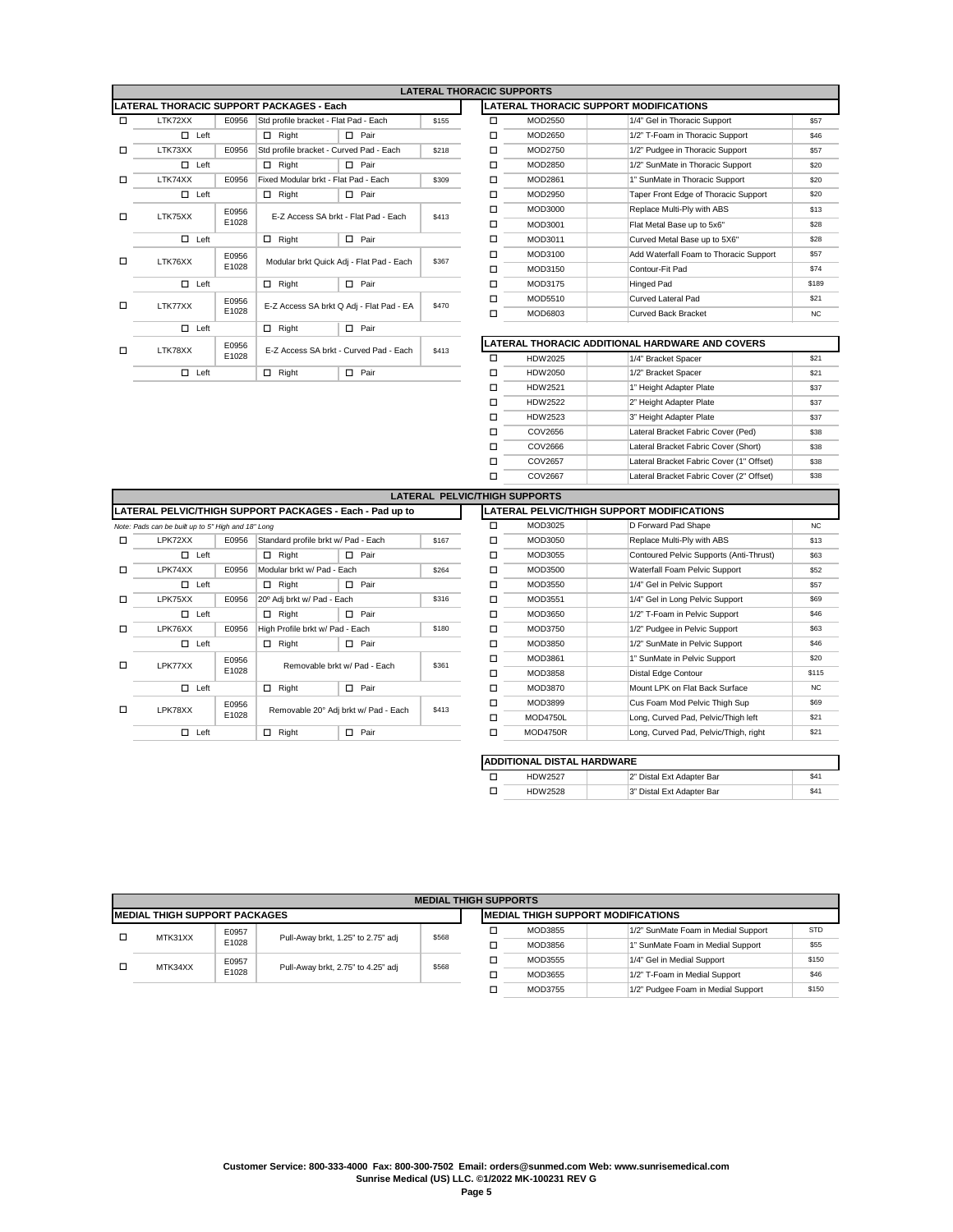# LATERAL THORACIC SUPPORTS

## LATERAL THORACIC SUPPORT PACKAGES - Each

| | | | | | |
|---|---|---|---|---|---|
| ☐ | LTK72XX | E0956 | Std profile bracket - Flat Pad - Each | | $155 |
| | ☐ Left | | ☐ Right | ☐ Pair | |
| ☐ | LTK73XX | E0956 | Std profile bracket - Curved Pad - Each | | $218 |
| | ☐ Left | | ☐ Right | ☐ Pair | |
| ☐ | LTK74XX | E0956 | Fixed Modular brkt - Flat Pad - Each | | $309 |
| | ☐ Left | | ☐ Right | ☐ Pair | |
| ☐ | LTK75XX | E0956 E1028 | E-Z Access SA brkt - Flat Pad - Each | | $413 |
| | ☐ Left | | ☐ Right | ☐ Pair | |
| ☐ | LTK76XX | E0956 E1028 | Modular brkt Quick Adj - Flat Pad - Each | | $367 |
| | ☐ Left | | ☐ Right | ☐ Pair | |
| ☐ | LTK77XX | E0956 E1028 | E-Z Access SA brkt Q Adj - Flat Pad - EA | | $470 |
| | ☐ Left | | ☐ Right | ☐ Pair | |
| ☐ | LTK78XX | E0956 E1028 | E-Z Access SA brkt - Curved Pad - Each | | $413 |
| | ☐ Left | | ☐ Right | ☐ Pair | |

## LATERAL THORACIC SUPPORT MODIFICATIONS

| | | | |
|---|---|---|---|
| ☐ | MOD2550 | 1/4" Gel in Thoracic Support | $57 |
| ☐ | MOD2650 | 1/2" T-Foam in Thoracic Support | $46 |
| ☐ | MOD2750 | 1/2" Pudgee in Thoracic Support | $57 |
| ☐ | MOD2850 | 1/2" SunMate in Thoracic Support | $20 |
| ☐ | MOD2861 | 1" SunMate in Thoracic Support | $20 |
| ☐ | MOD2950 | Taper Front Edge of Thoracic Support | $20 |
| ☐ | MOD3000 | Replace Multi-Ply with ABS | $13 |
| ☐ | MOD3001 | Flat Metal Base up to 5x6" | $28 |
| ☐ | MOD3011 | Curved Metal Base up to 5X6" | $28 |
| ☐ | MOD3100 | Add Waterfall Foam to Thoracic Support | $57 |
| ☐ | MOD3150 | Contour-Fit Pad | $74 |
| ☐ | MOD3175 | Hinged Pad | $189 |
| ☐ | MOD5510 | Curved Lateral Pad | $21 |
| ☐ | MOD6803 | Curved Back Bracket | NC |

## LATERAL THORACIC ADDITIONAL HARDWARE AND COVERS

| | | | |
|---|---|---|---|
| ☐ | HDW2025 | 1/4" Bracket Spacer | $21 |
| ☐ | HDW2050 | 1/2" Bracket Spacer | $21 |
| ☐ | HDW2521 | 1" Height Adapter Plate | $37 |
| ☐ | HDW2522 | 2" Height Adapter Plate | $37 |
| ☐ | HDW2523 | 3" Height Adapter Plate | $37 |
| ☐ | COV2656 | Lateral Bracket Fabric Cover (Ped) | $38 |
| ☐ | COV2666 | Lateral Bracket Fabric Cover (Short) | $38 |
| ☐ | COV2657 | Lateral Bracket Fabric Cover (1" Offset) | $38 |
| ☐ | COV2667 | Lateral Bracket Fabric Cover (2" Offset) | $38 |

# LATERAL PELVIC/THIGH SUPPORTS

## LATERAL PELVIC/THIGH SUPPORT PACKAGES - Each - Pad up to

*Note: Pads can be built up to 5" High and 18" Long*

| | | | | | |
|---|---|---|---|---|---|
| ☐ | LPK72XX | E0956 | Standard profile brkt w/ Pad - Each | | $167 |
| | ☐ Left | | ☐ Right | ☐ Pair | |
| ☐ | LPK74XX | E0956 | Modular brkt w/ Pad - Each | | $264 |
| | ☐ Left | | ☐ Right | ☐ Pair | |
| ☐ | LPK75XX | E0956 | 20º Adj brkt w/ Pad - Each | | $316 |
| | ☐ Left | | ☐ Right | ☐ Pair | |
| ☐ | LPK76XX | E0956 | High Profile brkt w/ Pad - Each | | $180 |
| | ☐ Left | | ☐ Right | ☐ Pair | |
| ☐ | LPK77XX | E0956 E1028 | Removable brkt w/ Pad - Each | | $361 |
| | ☐ Left | | ☐ Right | ☐ Pair | |
| ☐ | LPK78XX | E0956 E1028 | Removable 20° Adj brkt w/ Pad - Each | | $413 |
| | ☐ Left | | ☐ Right | ☐ Pair | |

## LATERAL PELVIC/THIGH SUPPORT MODIFICATIONS

| | | | |
|---|---|---|---|
| ☐ | MOD3025 | D Forward Pad Shape | NC |
| ☐ | MOD3050 | Replace Multi-Ply with ABS | $13 |
| ☐ | MOD3055 | Contoured Pelvic Supports (Anti-Thrust) | $63 |
| ☐ | MOD3500 | Waterfall Foam Pelvic Support | $52 |
| ☐ | MOD3550 | 1/4" Gel in Pelvic Support | $57 |
| ☐ | MOD3551 | 1/4" Gel in Long Pelvic Support | $69 |
| ☐ | MOD3650 | 1/2" T-Foam in Pelvic Support | $46 |
| ☐ | MOD3750 | 1/2" Pudgee in Pelvic Support | $63 |
| ☐ | MOD3850 | 1/2" SunMate in Pelvic Support | $46 |
| ☐ | MOD3861 | 1" SunMate in Pelvic Support | $20 |
| ☐ | MOD3858 | Distal Edge Contour | $115 |
| ☐ | MOD3870 | Mount LPK on Flat Back Surface | NC |
| ☐ | MOD3899 | Cus Foam Mod Pelvic Thigh Sup | $69 |
| ☐ | MOD4750L | Long, Curved Pad, Pelvic/Thigh left | $21 |
| ☐ | MOD4750R | Long, Curved Pad, Pelvic/Thigh, right | $21 |

## ADDITIONAL DISTAL HARDWARE

| | | | |
|---|---|---|---|
| ☐ | HDW2527 | 2" Distal Ext Adapter Bar | $41 |
| ☐ | HDW2528 | 3" Distal Ext Adapter Bar | $41 |

# MEDIAL THIGH SUPPORTS

## MEDIAL THIGH SUPPORT PACKAGES

| | | | | |
|---|---|---|---|---|
| ☐ | MTK31XX | E0957 E1028 | Pull-Away brkt, 1.25" to 2.75" adj | $568 |
| ☐ | MTK34XX | E0957 E1028 | Pull-Away brkt, 2.75" to 4.25" adj | $568 |

## MEDIAL THIGH SUPPORT MODIFICATIONS

| | | | |
|---|---|---|---|
| ☐ | MOD3855 | 1/2" SunMate Foam in Medial Support | STD |
| ☐ | MOD3856 | 1" SunMate Foam in Medial Support | $55 |
| ☐ | MOD3555 | 1/4" Gel in Medial Support | $150 |
| ☐ | MOD3655 | 1/2" T-Foam in Medial Support | $46 |
| ☐ | MOD3755 | 1/2" Pudgee Foam in Medial Support | $150 |

**Customer Service: 800-333-4000 Fax: 800-300-7502 Email: orders@sunmed.com Web: www.sunrisemedical.com**
**Sunrise Medical (US) LLC. ©1/2022 MK-100231 REV G**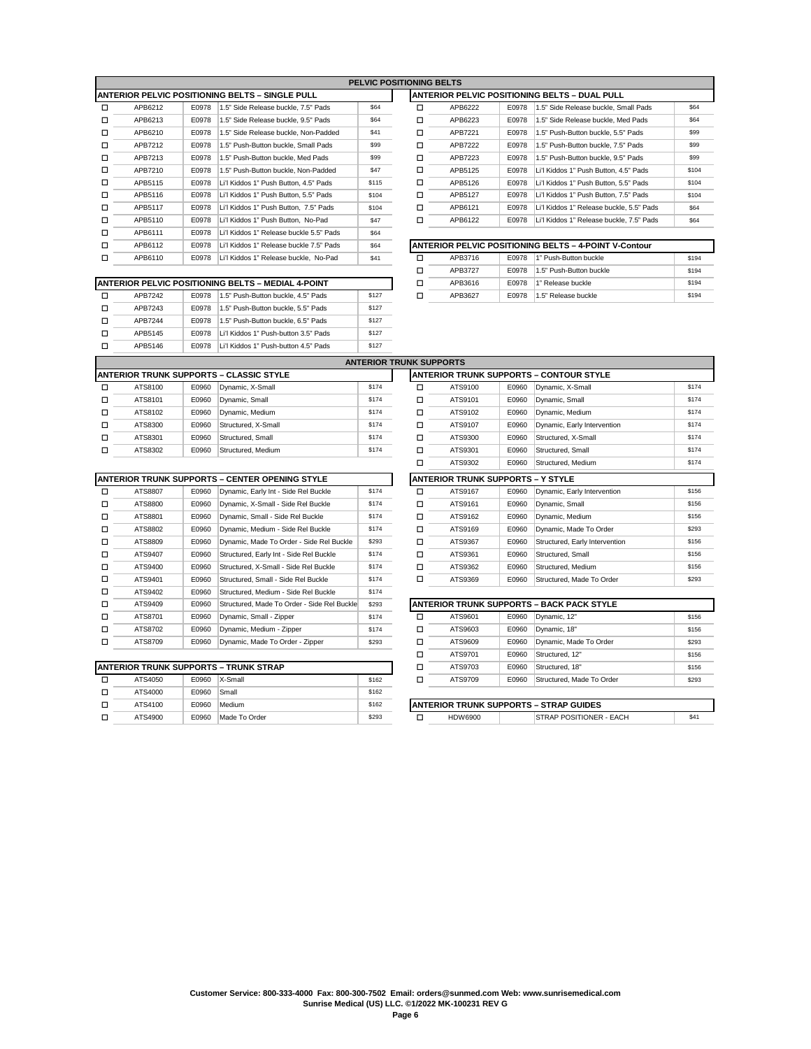## PELVIC POSITIONING BELTS

### ANTERIOR PELVIC POSITIONING BELTS – SINGLE PULL

| | | | | |
|---|---|---|---|---|
| ☐ | APB6212 | E0978 | 1.5" Side Release buckle, 7.5" Pads | $64 |
| ☐ | APB6213 | E0978 | 1.5" Side Release buckle, 9.5" Pads | $64 |
| ☐ | APB6210 | E0978 | 1.5" Side Release buckle, Non-Padded | $41 |
| ☐ | APB7212 | E0978 | 1.5" Push-Button buckle, Small Pads | $99 |
| ☐ | APB7213 | E0978 | 1.5" Push-Button buckle, Med Pads | $99 |
| ☐ | APB7210 | E0978 | 1.5" Push-Button buckle, Non-Padded | $47 |
| ☐ | APB5115 | E0978 | Li'l Kiddos 1" Push Button, 4.5" Pads | $115 |
| ☐ | APB5116 | E0978 | Li'l Kiddos 1" Push Button, 5.5" Pads | $104 |
| ☐ | APB5117 | E0978 | Li'l Kiddos 1" Push Button, 7.5" Pads | $104 |
| ☐ | APB5110 | E0978 | Li'l Kiddos 1" Push Button, No-Pad | $47 |
| ☐ | APB6111 | E0978 | Li'l Kiddos 1" Release buckle 5.5" Pads | $64 |
| ☐ | APB6112 | E0978 | Li'l Kiddos 1" Release buckle 7.5" Pads | $64 |
| ☐ | APB6110 | E0978 | Li'l Kiddos 1" Release buckle, No-Pad | $41 |

### ANTERIOR PELVIC POSITIONING BELTS – MEDIAL 4-POINT

| | | | | |
|---|---|---|---|---|
| ☐ | APB7242 | E0978 | 1.5" Push-Button buckle, 4.5" Pads | $127 |
| ☐ | APB7243 | E0978 | 1.5" Push-Button buckle, 5.5" Pads | $127 |
| ☐ | APB7244 | E0978 | 1.5" Push-Button buckle, 6.5" Pads | $127 |
| ☐ | APB5145 | E0978 | Li'l Kiddos 1" Push-button 3.5" Pads | $127 |
| ☐ | APB5146 | E0978 | Li'l Kiddos 1" Push-button 4.5" Pads | $127 |

### ANTERIOR PELVIC POSITIONING BELTS – DUAL PULL

| | | | | |
|---|---|---|---|---|
| ☐ | APB6222 | E0978 | 1.5" Side Release buckle, Small Pads | $64 |
| ☐ | APB6223 | E0978 | 1.5" Side Release buckle, Med Pads | $64 |
| ☐ | APB7221 | E0978 | 1.5" Push-Button buckle, 5.5" Pads | $99 |
| ☐ | APB7222 | E0978 | 1.5" Push-Button buckle, 7.5" Pads | $99 |
| ☐ | APB7223 | E0978 | 1.5" Push-Button buckle, 9.5" Pads | $99 |
| ☐ | APB5125 | E0978 | Li'l Kiddos 1" Push Button, 4.5" Pads | $104 |
| ☐ | APB5126 | E0978 | Li'l Kiddos 1" Push Button, 5.5" Pads | $104 |
| ☐ | APB5127 | E0978 | Li'l Kiddos 1" Push Button, 7.5" Pads | $104 |
| ☐ | APB6121 | E0978 | Li'l Kiddos 1" Release buckle, 5.5" Pads | $64 |
| ☐ | APB6122 | E0978 | Li'l Kiddos 1" Release buckle, 7.5" Pads | $64 |

### ANTERIOR PELVIC POSITIONING BELTS – 4-POINT V-Contour

| | | | | |
|---|---|---|---|---|
| ☐ | APB3716 | E0978 | 1" Push-Button buckle | $194 |
| ☐ | APB3727 | E0978 | 1.5" Push-Button buckle | $194 |
| ☐ | APB3616 | E0978 | 1" Release buckle | $194 |
| ☐ | APB3627 | E0978 | 1.5" Release buckle | $194 |

## ANTERIOR TRUNK SUPPORTS

### ANTERIOR TRUNK SUPPORTS – CLASSIC STYLE

| | | | | |
|---|---|---|---|---|
| ☐ | ATS8100 | E0960 | Dynamic, X-Small | $174 |
| ☐ | ATS8101 | E0960 | Dynamic, Small | $174 |
| ☐ | ATS8102 | E0960 | Dynamic, Medium | $174 |
| ☐ | ATS8300 | E0960 | Structured, X-Small | $174 |
| ☐ | ATS8301 | E0960 | Structured, Small | $174 |
| ☐ | ATS8302 | E0960 | Structured, Medium | $174 |

### ANTERIOR TRUNK SUPPORTS – CENTER OPENING STYLE

| | | | | |
|---|---|---|---|---|
| ☐ | ATS8807 | E0960 | Dynamic, Early Int - Side Rel Buckle | $174 |
| ☐ | ATS8800 | E0960 | Dynamic, X-Small - Side Rel Buckle | $174 |
| ☐ | ATS8801 | E0960 | Dynamic, Small - Side Rel Buckle | $174 |
| ☐ | ATS8802 | E0960 | Dynamic, Medium - Side Rel Buckle | $174 |
| ☐ | ATS8809 | E0960 | Dynamic, Made To Order - Side Rel Buckle | $293 |
| ☐ | ATS9407 | E0960 | Structured, Early Int - Side Rel Buckle | $174 |
| ☐ | ATS9400 | E0960 | Structured, X-Small - Side Rel Buckle | $174 |
| ☐ | ATS9401 | E0960 | Structured, Small - Side Rel Buckle | $174 |
| ☐ | ATS9402 | E0960 | Structured, Medium - Side Rel Buckle | $174 |
| ☐ | ATS9409 | E0960 | Structured, Made To Order - Side Rel Buckle | $293 |
| ☐ | ATS8701 | E0960 | Dynamic, Small - Zipper | $174 |
| ☐ | ATS8702 | E0960 | Dynamic, Medium - Zipper | $174 |
| ☐ | ATS8709 | E0960 | Dynamic, Made To Order - Zipper | $293 |

### ANTERIOR TRUNK SUPPORTS – TRUNK STRAP

| | | | | |
|---|---|---|---|---|
| ☐ | ATS4050 | E0960 | X-Small | $162 |
| ☐ | ATS4000 | E0960 | Small | $162 |
| ☐ | ATS4100 | E0960 | Medium | $162 |
| ☐ | ATS4900 | E0960 | Made To Order | $293 |

### ANTERIOR TRUNK SUPPORTS – CONTOUR STYLE

| | | | | |
|---|---|---|---|---|
| ☐ | ATS9100 | E0960 | Dynamic, X-Small | $174 |
| ☐ | ATS9101 | E0960 | Dynamic, Small | $174 |
| ☐ | ATS9102 | E0960 | Dynamic, Medium | $174 |
| ☐ | ATS9107 | E0960 | Dynamic, Early Intervention | $174 |
| ☐ | ATS9300 | E0960 | Structured, X-Small | $174 |
| ☐ | ATS9301 | E0960 | Structured, Small | $174 |
| ☐ | ATS9302 | E0960 | Structured, Medium | $174 |

### ANTERIOR TRUNK SUPPORTS – Y STYLE

| | | | | |
|---|---|---|---|---|
| ☐ | ATS9167 | E0960 | Dynamic, Early Intervention | $156 |
| ☐ | ATS9161 | E0960 | Dynamic, Small | $156 |
| ☐ | ATS9162 | E0960 | Dynamic, Medium | $156 |
| ☐ | ATS9169 | E0960 | Dynamic, Made To Order | $293 |
| ☐ | ATS9367 | E0960 | Structured, Early Intervention | $156 |
| ☐ | ATS9361 | E0960 | Structured, Small | $156 |
| ☐ | ATS9362 | E0960 | Structured, Medium | $156 |
| ☐ | ATS9369 | E0960 | Structured, Made To Order | $293 |

### ANTERIOR TRUNK SUPPORTS – BACK PACK STYLE

| | | | | |
|---|---|---|---|---|
| ☐ | ATS9601 | E0960 | Dynamic, 12" | $156 |
| ☐ | ATS9603 | E0960 | Dynamic, 18" | $156 |
| ☐ | ATS9609 | E0960 | Dynamic, Made To Order | $293 |
| ☐ | ATS9701 | E0960 | Structured, 12" | $156 |
| ☐ | ATS9703 | E0960 | Structured, 18" | $156 |
| ☐ | ATS9709 | E0960 | Structured, Made To Order | $293 |

### ANTERIOR TRUNK SUPPORTS – STRAP GUIDES

| | | | | |
|---|---|---|---|---|
| ☐ | HDW6900 | | STRAP POSITIONER - EACH | $41 |

**Customer Service: 800-333-4000 Fax: 800-300-7502 Email: orders@sunmed.com Web: www.sunrisemedical.com**
**Sunrise Medical (US) LLC. ©1/2022 MK-100231 REV G**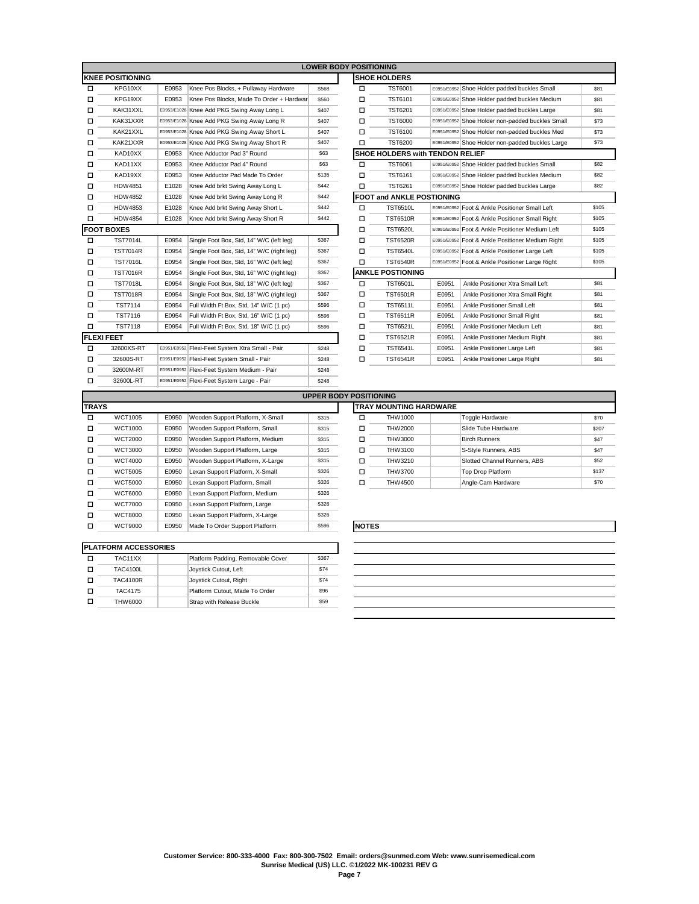## LOWER BODY POSITIONING

### KNEE POSITIONING

| | | | | |
|---|---|---|---|---|
| ☐ | KPG10XX | E0953 | Knee Pos Blocks, + Pullaway Hardware | $568 |
| ☐ | KPG19XX | E0953 | Knee Pos Blocks, Made To Order + Hardwar | $560 |
| ☐ | KAK31XXL | E0953/E1028 | Knee Add PKG Swing Away Long L | $407 |
| ☐ | KAK31XXR | E0953/E1028 | Knee Add PKG Swing Away Long R | $407 |
| ☐ | KAK21XXL | E0953/E1028 | Knee Add PKG Swing Away Short L | $407 |
| ☐ | KAK21XXR | E0953/E1028 | Knee Add PKG Swing Away Short R | $407 |
| ☐ | KAD10XX | E0953 | Knee Adductor Pad 3" Round | $63 |
| ☐ | KAD11XX | E0953 | Knee Adductor Pad 4" Round | $63 |
| ☐ | KAD19XX | E0953 | Knee Adductor Pad Made To Order | $135 |
| ☐ | HDW4851 | E1028 | Knee Add brkt Swing Away Long L | $442 |
| ☐ | HDW4852 | E1028 | Knee Add brkt Swing Away Long R | $442 |
| ☐ | HDW4853 | E1028 | Knee Add brkt Swing Away Short L | $442 |
| ☐ | HDW4854 | E1028 | Knee Add brkt Swing Away Short R | $442 |

### FOOT BOXES

| | | | | |
|---|---|---|---|---|
| ☐ | TST7014L | E0954 | Single Foot Box, Std, 14" W/C (left leg) | $367 |
| ☐ | TST7014R | E0954 | Single Foot Box, Std, 14" W/C (right leg) | $367 |
| ☐ | TST7016L | E0954 | Single Foot Box, Std, 16" W/C (left leg) | $367 |
| ☐ | TST7016R | E0954 | Single Foot Box, Std, 16" W/C (right leg) | $367 |
| ☐ | TST7018L | E0954 | Single Foot Box, Std, 18" W/C (left leg) | $367 |
| ☐ | TST7018R | E0954 | Single Foot Box, Std, 18" W/C (right leg) | $367 |
| ☐ | TST7114 | E0954 | Full Width Ft Box, Std, 14" W/C (1 pc) | $596 |
| ☐ | TST7116 | E0954 | Full Width Ft Box, Std, 16" W/C (1 pc) | $596 |
| ☐ | TST7118 | E0954 | Full Width Ft Box, Std, 18" W/C (1 pc) | $596 |

### FLEXI FEET

| | | | | |
|---|---|---|---|---|
| ☐ | 32600XS-RT | E0951/E0952 | Flexi-Feet System Xtra Small - Pair | $248 |
| ☐ | 32600S-RT | E0951/E0952 | Flexi-Feet System Small - Pair | $248 |
| ☐ | 32600M-RT | E0951/E0952 | Flexi-Feet System Medium - Pair | $248 |
| ☐ | 32600L-RT | E0951/E0952 | Flexi-Feet System Large - Pair | $248 |

### SHOE HOLDERS

| | | | | |
|---|---|---|---|---|
| ☐ | TST6001 | E0951/E0952 | Shoe Holder padded buckles Small | $81 |
| ☐ | TST6101 | E0951/E0952 | Shoe Holder padded buckles Medium | $81 |
| ☐ | TST6201 | E0951/E0952 | Shoe Holder padded buckles Large | $81 |
| ☐ | TST6000 | E0951/E0952 | Shoe Holder non-padded buckles Small | $73 |
| ☐ | TST6100 | E0951/E0952 | Shoe Holder non-padded buckles Med | $73 |
| ☐ | TST6200 | E0951/E0952 | Shoe Holder non-padded buckles Large | $73 |

### SHOE HOLDERS with TENDON RELIEF

| | | | | |
|---|---|---|---|---|
| ☐ | TST6061 | E0951/E0952 | Shoe Holder padded buckles Small | $82 |
| ☐ | TST6161 | E0951/E0952 | Shoe Holder padded buckles Medium | $82 |
| ☐ | TST6261 | E0951/E0952 | Shoe Holder padded buckles Large | $82 |

### FOOT and ANKLE POSTIONING

| | | | | |
|---|---|---|---|---|
| ☐ | TST6510L | E0951/E0952 | Foot & Ankle Positioner Small Left | $105 |
| ☐ | TST6510R | E0951/E0952 | Foot & Ankle Positioner Small Right | $105 |
| ☐ | TST6520L | E0951/E0952 | Foot & Ankle Positioner Medium Left | $105 |
| ☐ | TST6520R | E0951/E0952 | Foot & Ankle Positioner Medium Right | $105 |
| ☐ | TST6540L | E0951/E0952 | Foot & Ankle Positioner Large Left | $105 |
| ☐ | TST6540R | E0951/E0952 | Foot & Ankle Positioner Large Right | $105 |

### ANKLE POSTIONING

| | | | | |
|---|---|---|---|---|
| ☐ | TST6501L | E0951 | Ankle Positioner Xtra Small Left | $81 |
| ☐ | TST6501R | E0951 | Ankle Positioner Xtra Small Right | $81 |
| ☐ | TST6511L | E0951 | Ankle Positioner Small Left | $81 |
| ☐ | TST6511R | E0951 | Ankle Positioner Small Right | $81 |
| ☐ | TST6521L | E0951 | Ankle Positioner Medium Left | $81 |
| ☐ | TST6521R | E0951 | Ankle Positioner Medium Right | $81 |
| ☐ | TST6541L | E0951 | Ankle Positioner Large Left | $81 |
| ☐ | TST6541R | E0951 | Ankle Positioner Large Right | $81 |

## UPPER BODY POSITIONING

### TRAYS

| | | | | |
|---|---|---|---|---|
| ☐ | WCT1005 | E0950 | Wooden Support Platform, X-Small | $315 |
| ☐ | WCT1000 | E0950 | Wooden Support Platform, Small | $315 |
| ☐ | WCT2000 | E0950 | Wooden Support Platform, Medium | $315 |
| ☐ | WCT3000 | E0950 | Wooden Support Platform, Large | $315 |
| ☐ | WCT4000 | E0950 | Wooden Support Platform, X-Large | $315 |
| ☐ | WCT5005 | E0950 | Lexan Support Platform, X-Small | $326 |
| ☐ | WCT5000 | E0950 | Lexan Support Platform, Small | $326 |
| ☐ | WCT6000 | E0950 | Lexan Support Platform, Medium | $326 |
| ☐ | WCT7000 | E0950 | Lexan Support Platform, Large | $326 |
| ☐ | WCT8000 | E0950 | Lexan Support Platform, X-Large | $326 |
| ☐ | WCT9000 | E0950 | Made To Order Support Platform | $596 |

### PLATFORM ACCESSORIES

| | | | | |
|---|---|---|---|---|
| ☐ | TAC11XX | | Platform Padding, Removable Cover | $367 |
| ☐ | TAC4100L | | Joystick Cutout, Left | $74 |
| ☐ | TAC4100R | | Joystick Cutout, Right | $74 |
| ☐ | TAC4175 | | Platform Cutout, Made To Order | $96 |
| ☐ | THW6000 | | Strap with Release Buckle | $59 |

### TRAY MOUNTING HARDWARE

| | | | | |
|---|---|---|---|---|
| ☐ | THW1000 | | Toggle Hardware | $70 |
| ☐ | THW2000 | | Slide Tube Hardware | $207 |
| ☐ | THW3000 | | Birch Runners | $47 |
| ☐ | THW3100 | | S-Style Runners, ABS | $47 |
| ☐ | THW3210 | | Slotted Channel Runners, ABS | $52 |
| ☐ | THW3700 | | Top Drop Platform | $137 |
| ☐ | THW4500 | | Angle-Cam Hardware | $70 |

### NOTES

**Customer Service: 800-333-4000 Fax: 800-300-7502 Email: orders@sunmed.com Web: www.sunrisemedical.com**
**Sunrise Medical (US) LLC. ©1/2022 MK-100231 REV G**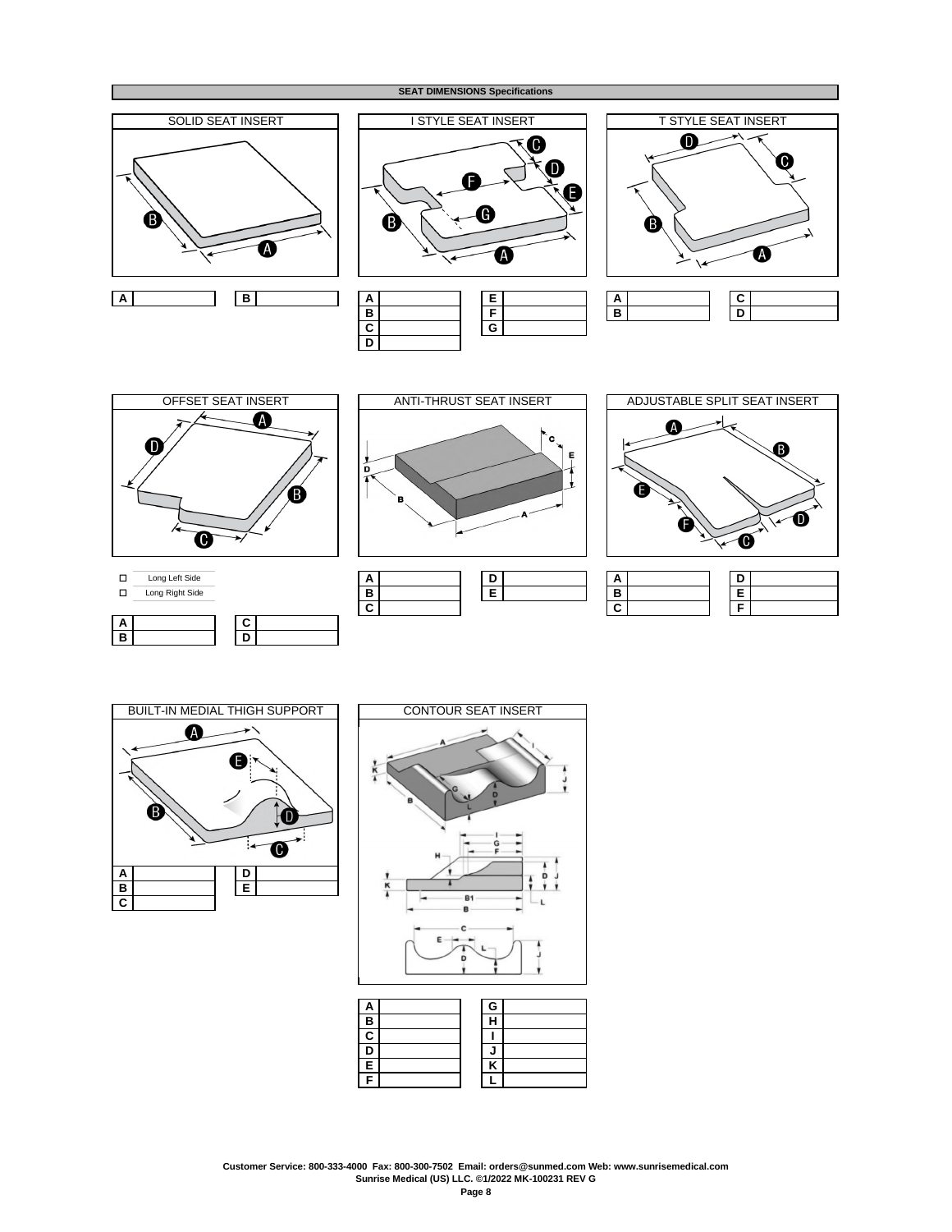## SEAT DIMENSIONS Specifications

### SOLID SEAT INSERT

| | | | |
|---|---|---|---|
| A | | B | |

### I STYLE SEAT INSERT

| | | | |
|---|---|---|---|
| A | | E | |
| B | | F | |
| C | | G | |
| D | | | |

### T STYLE SEAT INSERT

| | | | |
|---|---|---|---|
| A | | C | |
| B | | D | |

### OFFSET SEAT INSERT

☐ Long Left Side
☐ Long Right Side

| | | | |
|---|---|---|---|
| A | | C | |
| B | | D | |

### ANTI-THRUST SEAT INSERT

| | | | |
|---|---|---|---|
| A | | D | |
| B | | E | |
| C | | | |

### ADJUSTABLE SPLIT SEAT INSERT

| | | | |
|---|---|---|---|
| A | | D | |
| B | | E | |
| C | | F | |

### BUILT-IN MEDIAL THIGH SUPPORT

| | | | |
|---|---|---|---|
| A | | D | |
| B | | E | |
| C | | | |

### CONTOUR SEAT INSERT

| | | | |
|---|---|---|---|
| A | | G | |
| B | | H | |
| C | | I | |
| D | | J | |
| E | | K | |
| F | | L | |

Customer Service: 800-333-4000 Fax: 800-300-7502 Email: orders@sunmed.com Web: www.sunrisemedical.com
Sunrise Medical (US) LLC. ©1/2022 MK-100231 REV G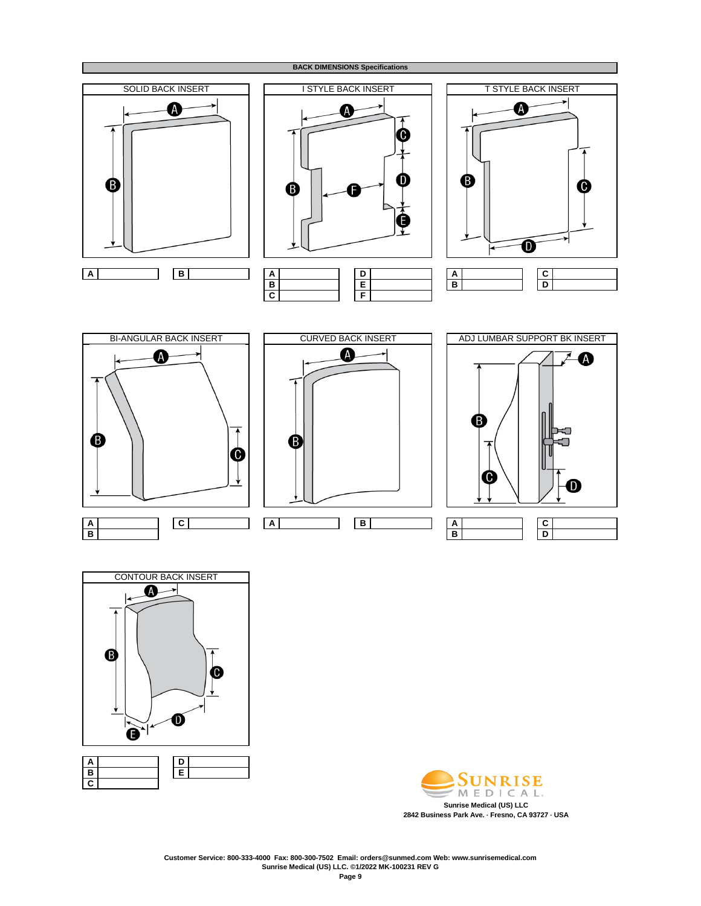## BACK DIMENSIONS Specifications

### SOLID BACK INSERT

| | | | |
|---|---|---|---|
| A | | B | |

### I STYLE BACK INSERT

| | | | |
|---|---|---|---|
| A | | D | |
| B | | E | |
| C | | F | |

### T STYLE BACK INSERT

| | | | |
|---|---|---|---|
| A | | C | |
| B | | D | |

### BI-ANGULAR BACK INSERT

| | | | |
|---|---|---|---|
| A | | C | |
| B | | | |

### CURVED BACK INSERT

| | | | |
|---|---|---|---|
| A | | B | |

### ADJ LUMBAR SUPPORT BK INSERT

| | | | |
|---|---|---|---|
| A | | C | |
| B | | D | |

### CONTOUR BACK INSERT

| | | | |
|---|---|---|---|
| A | | D | |
| B | | E | |
| C | | | |

SUNRISE MEDICAL.

**Sunrise Medical (US) LLC**
**2842 Business Park Ave. · Fresno, CA 93727 · USA**

**Customer Service: 800-333-4000 Fax: 800-300-7502 Email: orders@sunmed.com Web: www.sunrisemedical.com**
**Sunrise Medical (US) LLC. ©1/2022 MK-100231 REV G**